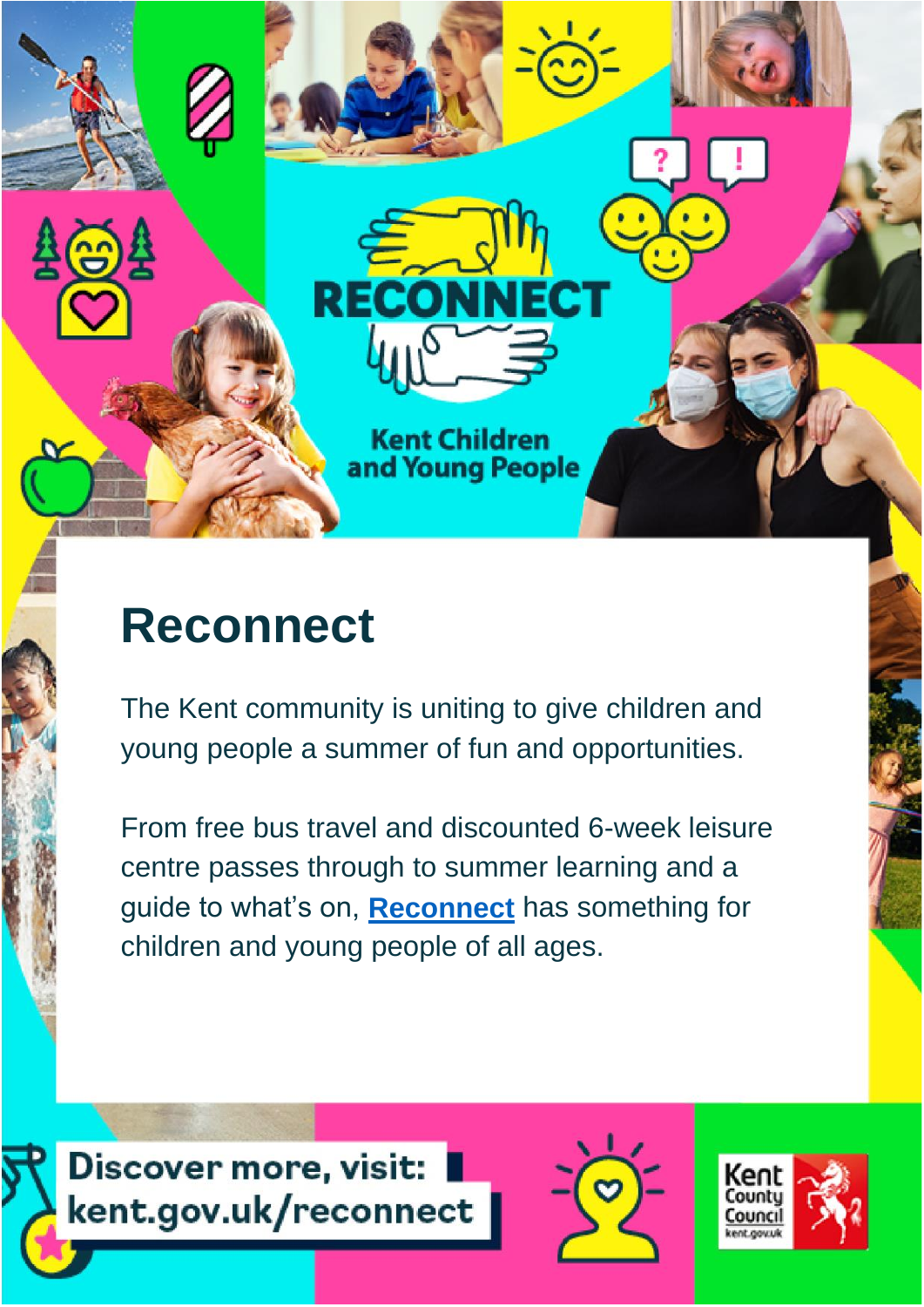RECONNECT

Kent Children and Young People

# Reconnect

The Kent community is uniting to give children and young people a summer of fun and opportunities.

From free bus travel and discounted 6-week leisure centre passes through to summer learning and a guide to what's on, **[Reconnect]()** has something for children and young people of all ages.

Discover more, visit: kent.gov.uk/reconnect

Kent County Council kent.gov.uk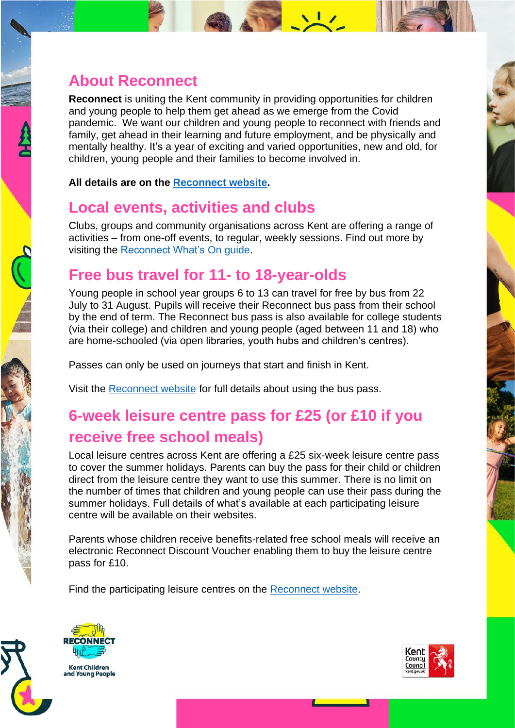## About Reconnect

**Reconnect** is uniting the Kent community in providing opportunities for children and young people to help them get ahead as we emerge from the Covid pandemic. We want our children and young people to reconnect with friends and family, get ahead in their learning and future employment, and be physically and mentally healthy. It's a year of exciting and varied opportunities, new and old, for children, young people and their families to become involved in.

**All details are on the Reconnect website.**

## Local events, activities and clubs

Clubs, groups and community organisations across Kent are offering a range of activities – from one-off events, to regular, weekly sessions. Find out more by visiting the Reconnect What's On guide.

## Free bus travel for 11- to 18-year-olds

Young people in school year groups 6 to 13 can travel for free by bus from 22 July to 31 August. Pupils will receive their Reconnect bus pass from their school by the end of term. The Reconnect bus pass is also available for college students (via their college) and children and young people (aged between 11 and 18) who are home-schooled (via open libraries, youth hubs and children's centres).

Passes can only be used on journeys that start and finish in Kent.

Visit the Reconnect website for full details about using the bus pass.

## 6-week leisure centre pass for £25 (or £10 if you receive free school meals)

Local leisure centres across Kent are offering a £25 six-week leisure centre pass to cover the summer holidays. Parents can buy the pass for their child or children direct from the leisure centre they want to use this summer. There is no limit on the number of times that children and young people can use their pass during the summer holidays. Full details of what's available at each participating leisure centre will be available on their websites.

Parents whose children receive benefits-related free school meals will receive an electronic Reconnect Discount Voucher enabling them to buy the leisure centre pass for £10.

Find the participating leisure centres on the Reconnect website.

RECONNECT Kent Children and Young People

Kent County Council kent.gov.uk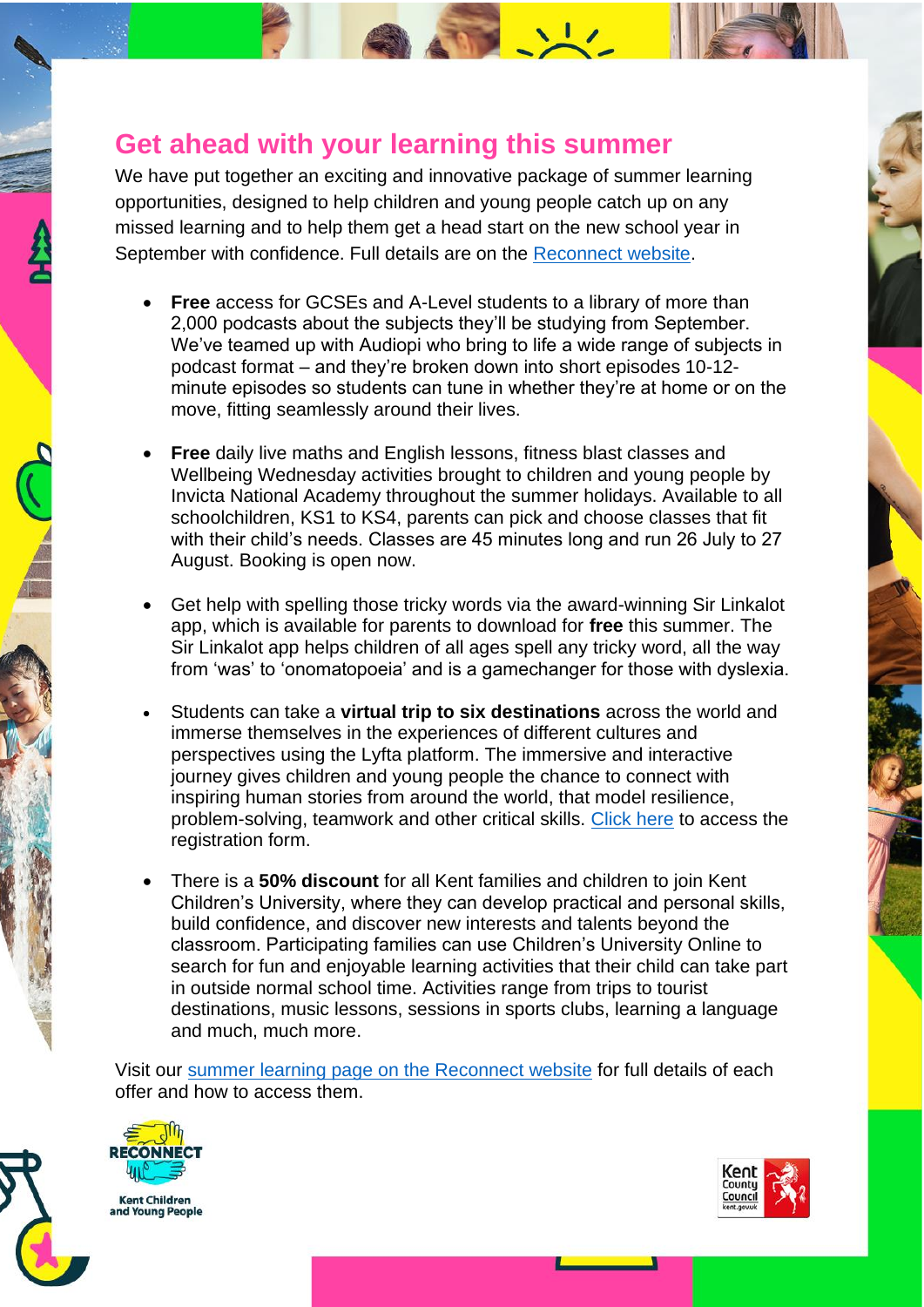## Get ahead with your learning this summer

We have put together an exciting and innovative package of summer learning opportunities, designed to help children and young people catch up on any missed learning and to help them get a head start on the new school year in September with confidence. Full details are on the [Reconnect website](#).

- **Free** access for GCSEs and A-Level students to a library of more than 2,000 podcasts about the subjects they'll be studying from September. We've teamed up with Audiopi who bring to life a wide range of subjects in podcast format – and they're broken down into short episodes 10-12-minute episodes so students can tune in whether they're at home or on the move, fitting seamlessly around their lives.

- **Free** daily live maths and English lessons, fitness blast classes and Wellbeing Wednesday activities brought to children and young people by Invicta National Academy throughout the summer holidays. Available to all schoolchildren, KS1 to KS4, parents can pick and choose classes that fit with their child's needs. Classes are 45 minutes long and run 26 July to 27 August. Booking is open now.

- Get help with spelling those tricky words via the award-winning Sir Linkalot app, which is available for parents to download for **free** this summer. The Sir Linkalot app helps children of all ages spell any tricky word, all the way from 'was' to 'onomatopoeia' and is a gamechanger for those with dyslexia.

- Students can take a **virtual trip to six destinations** across the world and immerse themselves in the experiences of different cultures and perspectives using the Lyfta platform. The immersive and interactive journey gives children and young people the chance to connect with inspiring human stories from around the world, that model resilience, problem-solving, teamwork and other critical skills. [Click here](#) to access the registration form.

- There is a **50% discount** for all Kent families and children to join Kent Children's University, where they can develop practical and personal skills, build confidence, and discover new interests and talents beyond the classroom. Participating families can use Children's University Online to search for fun and enjoyable learning activities that their child can take part in outside normal school time. Activities range from trips to tourist destinations, music lessons, sessions in sports clubs, learning a language and much, much more.

Visit our [summer learning page on the Reconnect website](#) for full details of each offer and how to access them.

RECONNECT Kent Children and Young People

Kent County Council kent.gov.uk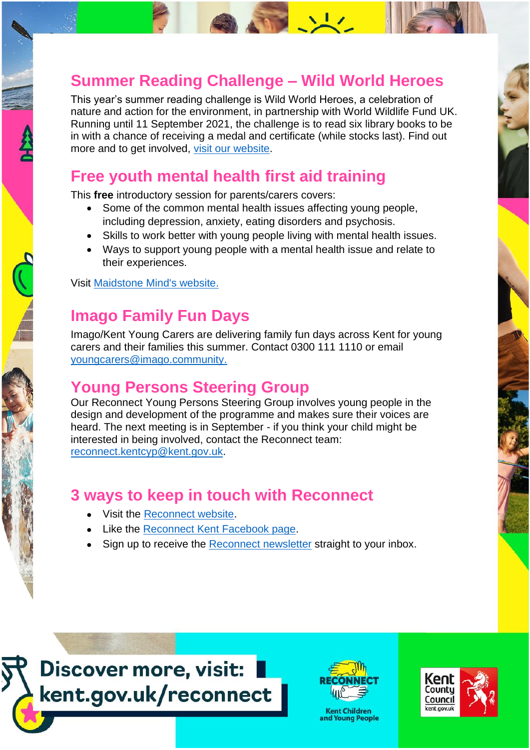## Summer Reading Challenge – Wild World Heroes

This year's summer reading challenge is Wild World Heroes, a celebration of nature and action for the environment, in partnership with World Wildlife Fund UK. Running until 11 September 2021, the challenge is to read six library books to be in with a chance of receiving a medal and certificate (while stocks last). Find out more and to get involved, visit our website.

## Free youth mental health first aid training

This **free** introductory session for parents/carers covers:

- Some of the common mental health issues affecting young people, including depression, anxiety, eating disorders and psychosis.
- Skills to work better with young people living with mental health issues.
- Ways to support young people with a mental health issue and relate to their experiences.

Visit Maidstone Mind's website.

## Imago Family Fun Days

Imago/Kent Young Carers are delivering family fun days across Kent for young carers and their families this summer. Contact 0300 111 1110 or email youngcarers@imago.community.

## Young Persons Steering Group

Our Reconnect Young Persons Steering Group involves young people in the design and development of the programme and makes sure their voices are heard. The next meeting is in September - if you think your child might be interested in being involved, contact the Reconnect team: reconnect.kentcyp@kent.gov.uk.

## 3 ways to keep in touch with Reconnect

- Visit the Reconnect website.
- Like the Reconnect Kent Facebook page.
- Sign up to receive the Reconnect newsletter straight to your inbox.

Discover more, visit: kent.gov.uk/reconnect

RECONNECT Kent Children and Young People

Kent County Council kent.gov.uk